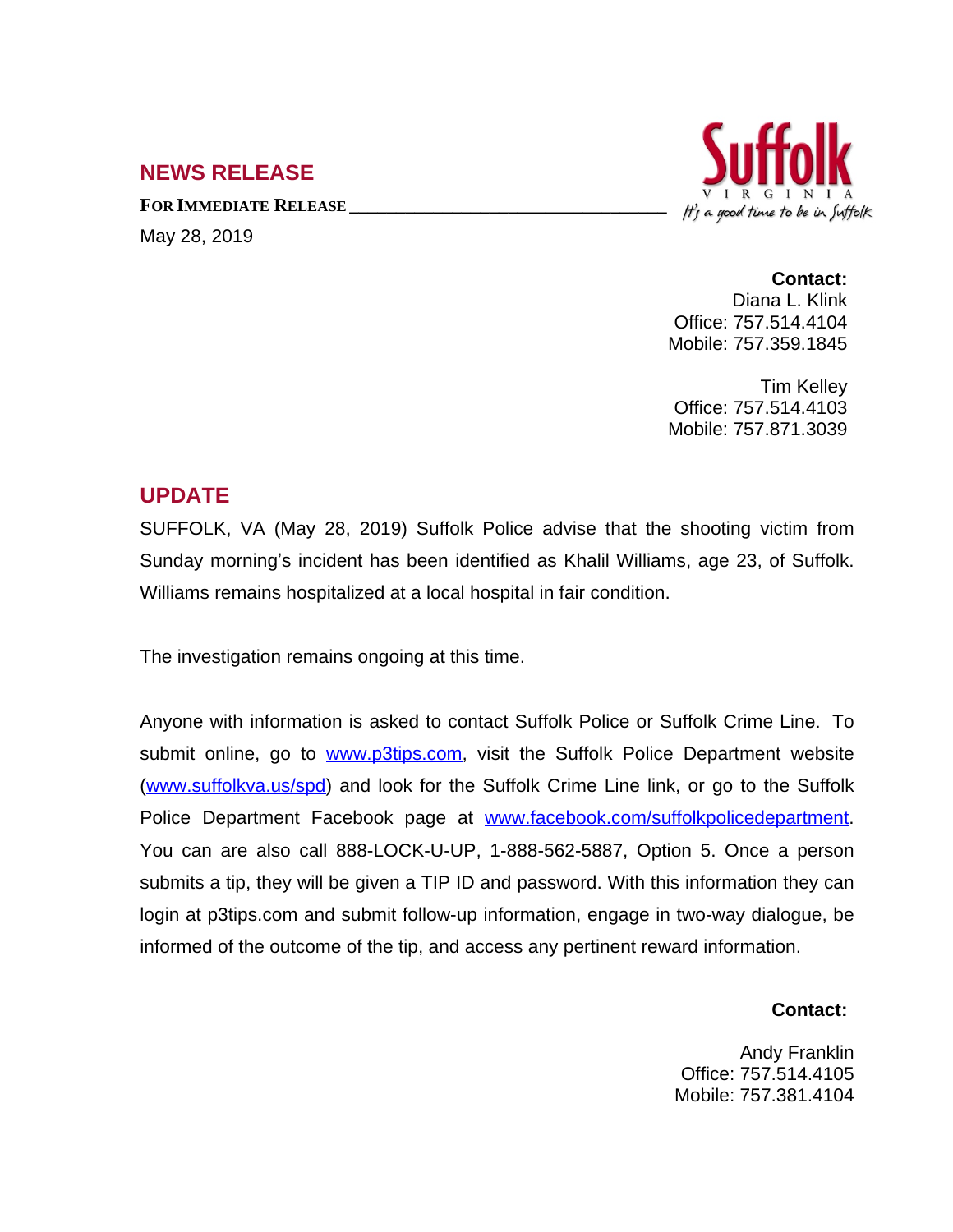## NEWS RELEASE

**FOR IMMEDIATE RELEASE**

May 28, 2019

Suffolk VIRGINIA — *It's a good time to be in Suffolk*

**Contact:**
Diana L. Klink
Office: 757.514.4104
Mobile: 757.359.1845

Tim Kelley
Office: 757.514.4103
Mobile: 757.871.3039

## UPDATE

SUFFOLK, VA (May 28, 2019) Suffolk Police advise that the shooting victim from Sunday morning's incident has been identified as Khalil Williams, age 23, of Suffolk. Williams remains hospitalized at a local hospital in fair condition.

The investigation remains ongoing at this time.

Anyone with information is asked to contact Suffolk Police or Suffolk Crime Line. To submit online, go to [www.p3tips.com](http://www.p3tips.com), visit the Suffolk Police Department website ([www.suffolkva.us/spd](http://www.suffolkva.us/spd)) and look for the Suffolk Crime Line link, or go to the Suffolk Police Department Facebook page at [www.facebook.com/suffolkpolicedepartment](http://www.facebook.com/suffolkpolicedepartment). You can are also call 888-LOCK-U-UP, 1-888-562-5887, Option 5. Once a person submits a tip, they will be given a TIP ID and password. With this information they can login at p3tips.com and submit follow-up information, engage in two-way dialogue, be informed of the outcome of the tip, and access any pertinent reward information.

**Contact:**

Andy Franklin
Office: 757.514.4105
Mobile: 757.381.4104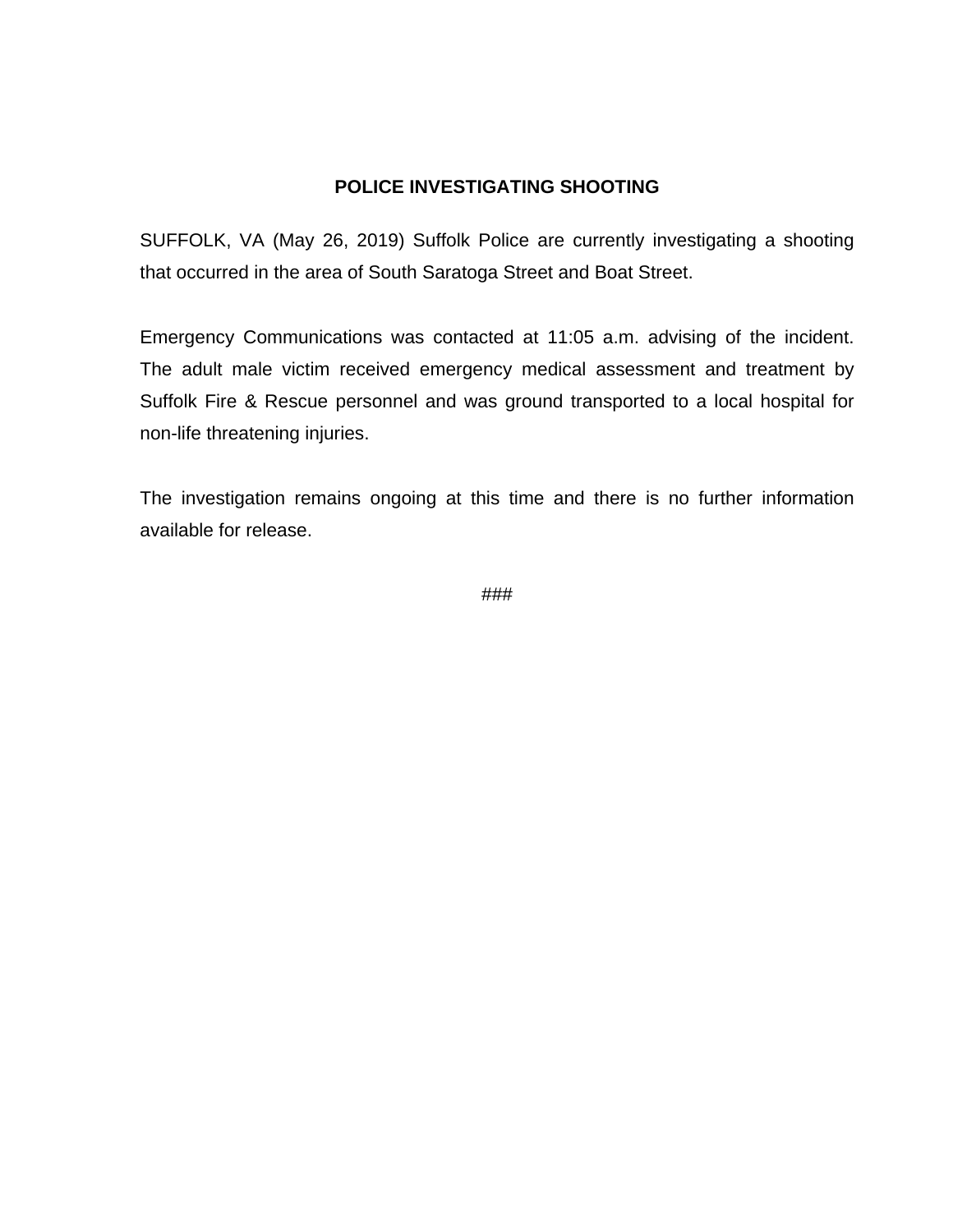**POLICE INVESTIGATING SHOOTING**

SUFFOLK, VA (May 26, 2019) Suffolk Police are currently investigating a shooting that occurred in the area of South Saratoga Street and Boat Street.

Emergency Communications was contacted at 11:05 a.m. advising of the incident. The adult male victim received emergency medical assessment and treatment by Suffolk Fire & Rescue personnel and was ground transported to a local hospital for non-life threatening injuries.

The investigation remains ongoing at this time and there is no further information available for release.

###